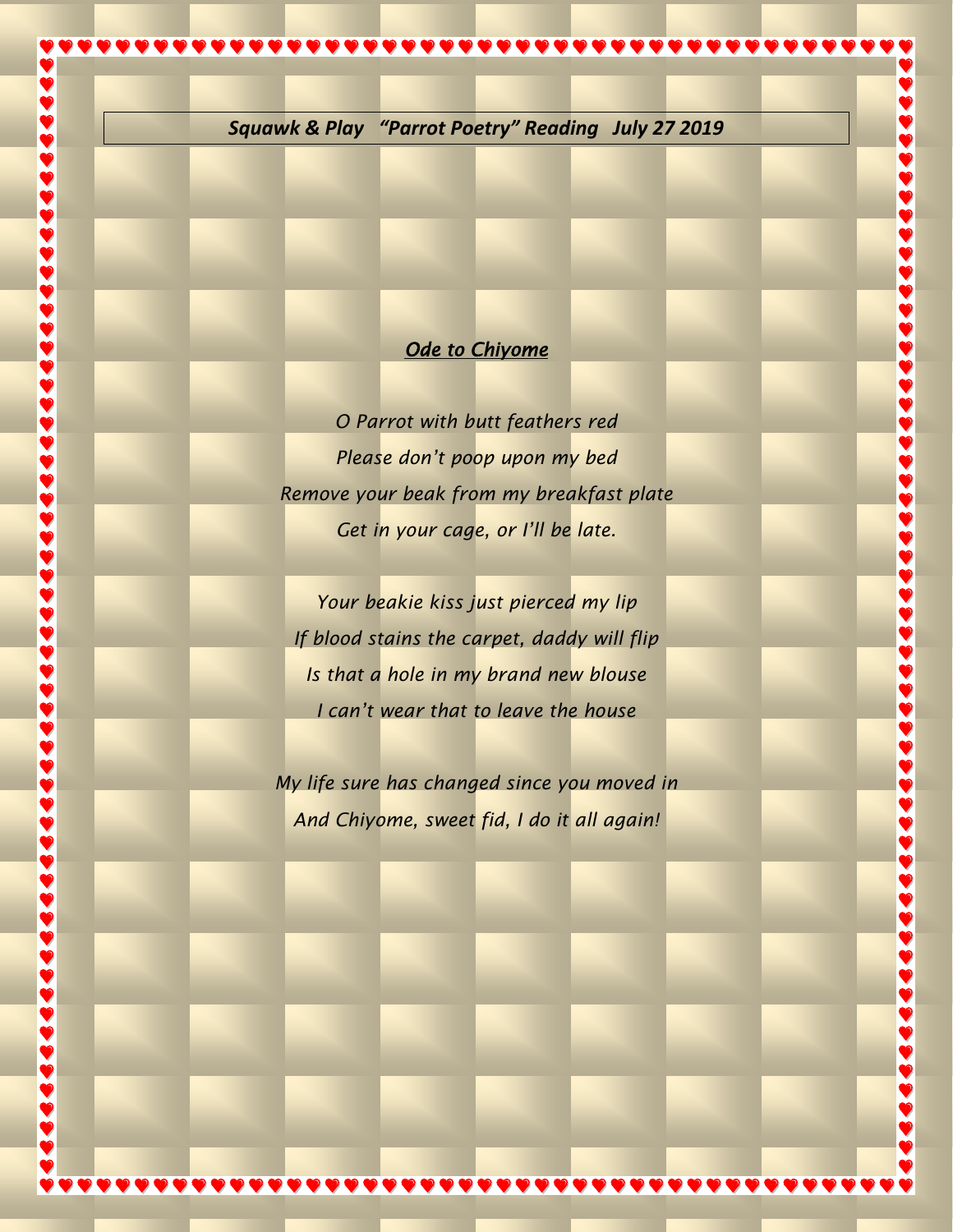***Squawk & Play "Parrot Poetry" Reading July 27 2019***

## ***Ode to Chiyome***

*O Parrot with butt feathers red*
*Please don't poop upon my bed*
*Remove your beak from my breakfast plate*
*Get in your cage, or I'll be late.*

*Your beakie kiss just pierced my lip*
*If blood stains the carpet, daddy will flip*
*Is that a hole in my brand new blouse*
*I can't wear that to leave the house*

*My life sure has changed since you moved in*
*And Chiyome, sweet fid, I do it all again!*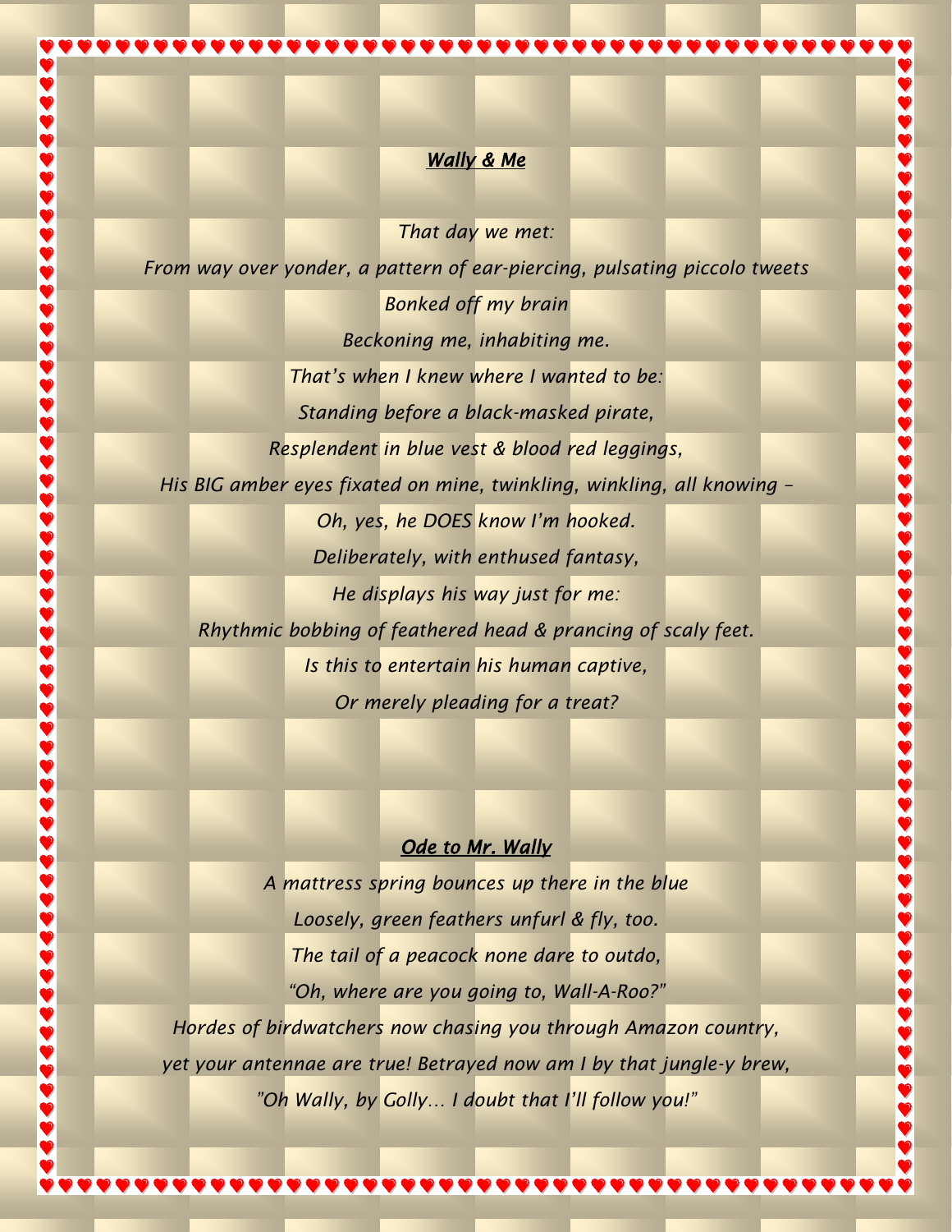## *Wally & Me*

*That day we met:*
*From way over yonder, a pattern of ear-piercing, pulsating piccolo tweets*
*Bonked off my brain*
*Beckoning me, inhabiting me.*
*That's when I knew where I wanted to be:*
*Standing before a black-masked pirate,*
*Resplendent in blue vest & blood red leggings,*
*His BIG amber eyes fixated on mine, twinkling, winkling, all knowing –*
*Oh, yes, he DOES know I'm hooked.*
*Deliberately, with enthused fantasy,*
*He displays his way just for me:*
*Rhythmic bobbing of feathered head & prancing of scaly feet.*
*Is this to entertain his human captive,*
*Or merely pleading for a treat?*

## *Ode to Mr. Wally*

*A mattress spring bounces up there in the blue*
*Loosely, green feathers unfurl & fly, too.*
*The tail of a peacock none dare to outdo,*
*"Oh, where are you going to, Wall-A-Roo?"*
*Hordes of birdwatchers now chasing you through Amazon country,*
*yet your antennae are true! Betrayed now am I by that jungle-y brew,*
*"Oh Wally, by Golly… I doubt that I'll follow you!"*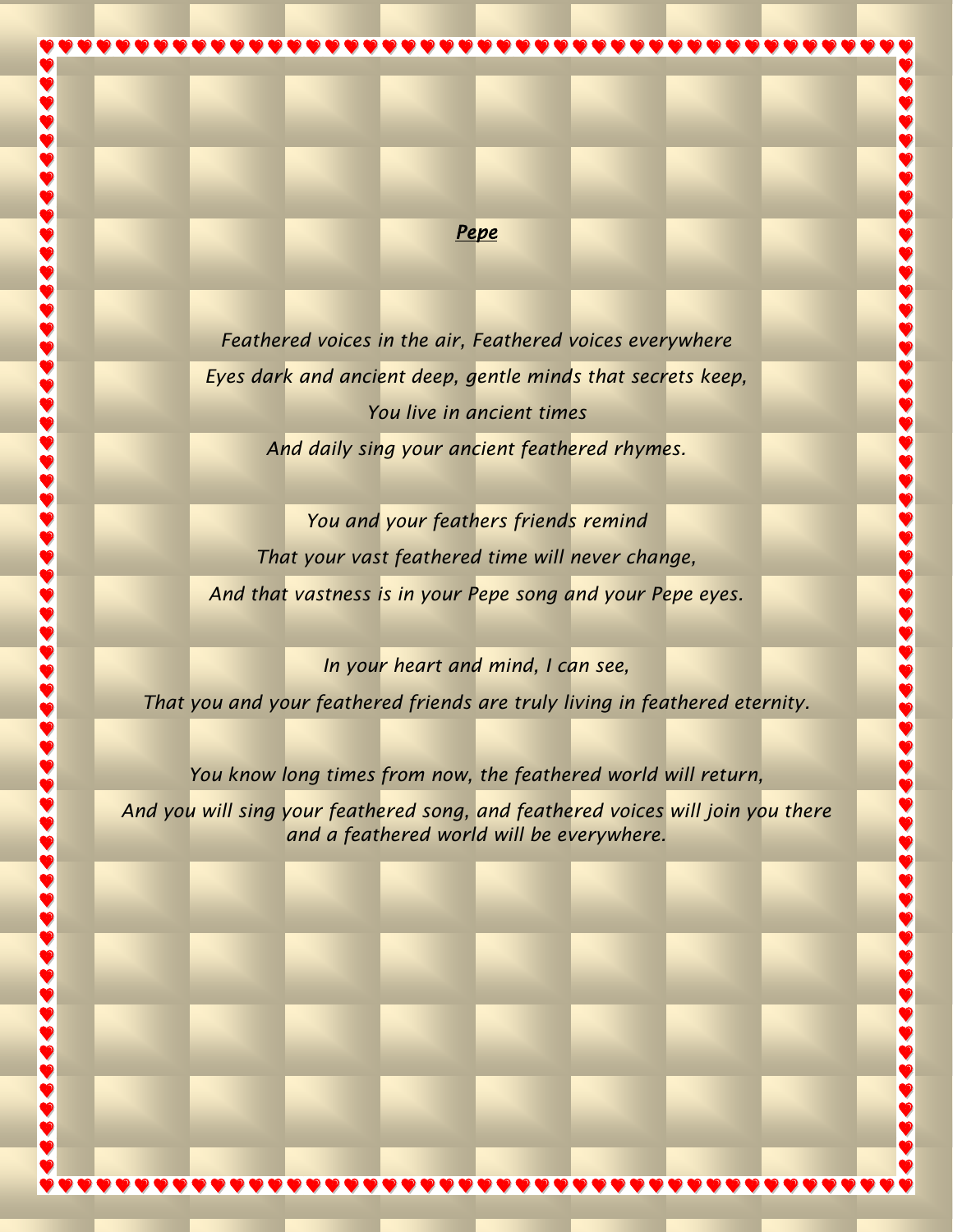***Pepe***

*Feathered voices in the air, Feathered voices everywhere*

*Eyes dark and ancient deep, gentle minds that secrets keep,*

*You live in ancient times*

*And daily sing your ancient feathered rhymes.*

*You and your feathers friends remind*

*That your vast feathered time will never change,*

*And that vastness is in your Pepe song and your Pepe eyes.*

*In your heart and mind, I can see,*

*That you and your feathered friends are truly living in feathered eternity.*

*You know long times from now, the feathered world will return,*

*And you will sing your feathered song, and feathered voices will join you there and a feathered world will be everywhere.*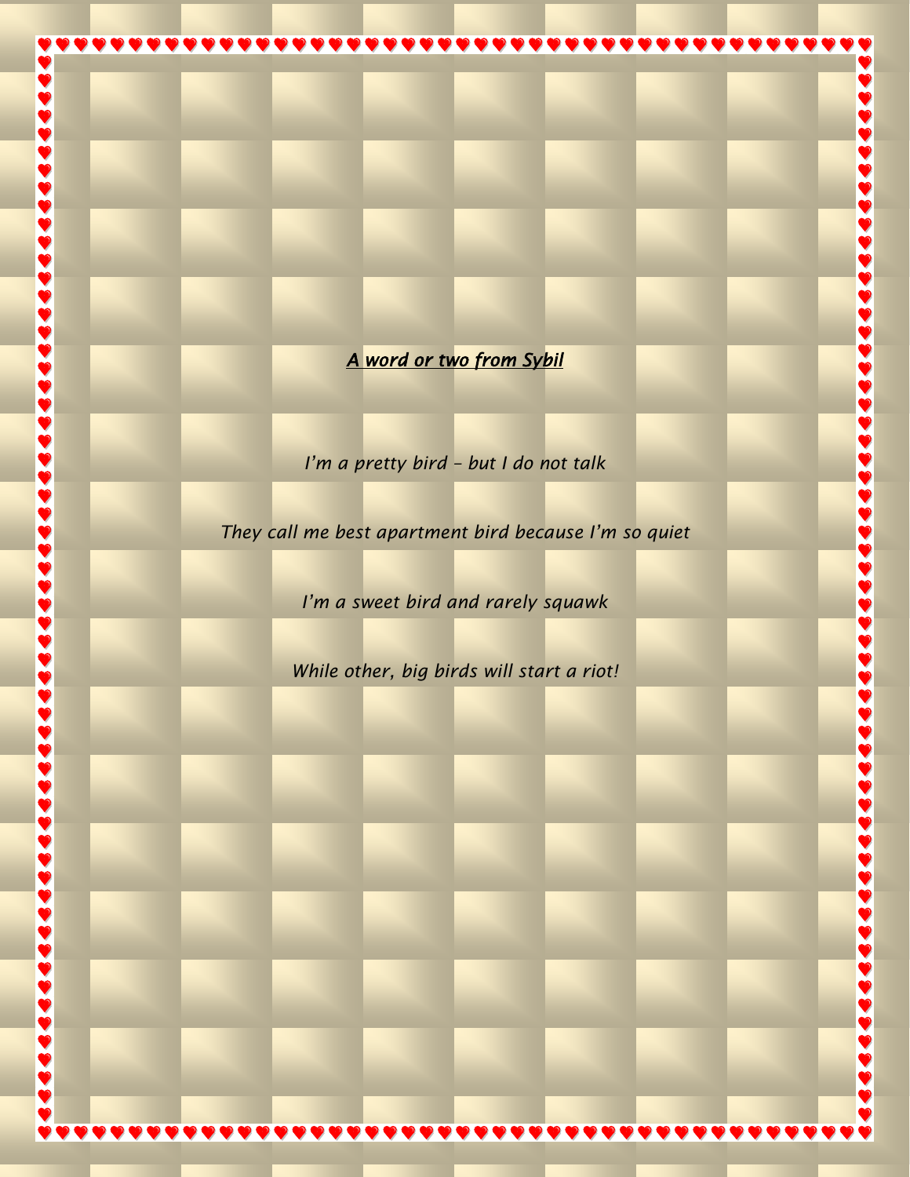***A word or two from Sybil***

*I'm a pretty bird – but I do not talk*

*They call me best apartment bird because I'm so quiet*

*I'm a sweet bird and rarely squawk*

*While other, big birds will start a riot!*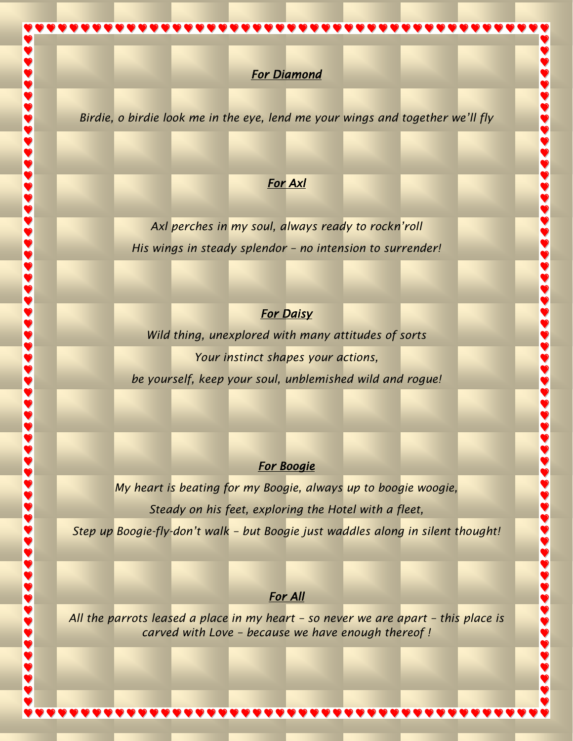***For Diamond***

*Birdie, o birdie look me in the eye, lend me your wings and together we'll fly*

***For Axl***

*Axl perches in my soul, always ready to rockn'roll*
*His wings in steady splendor – no intension to surrender!*

***For Daisy***

*Wild thing, unexplored with many attitudes of sorts*
*Your instinct shapes your actions,*
*be yourself, keep your soul, unblemished wild and rogue!*

***For Boogie***

*My heart is beating for my Boogie, always up to boogie woogie,*
*Steady on his feet, exploring the Hotel with a fleet,*
*Step up Boogie-fly-don't walk – but Boogie just waddles along in silent thought!*

***For All***

*All the parrots leased a place in my heart – so never we are apart – this place is carved with Love – because we have enough thereof !*